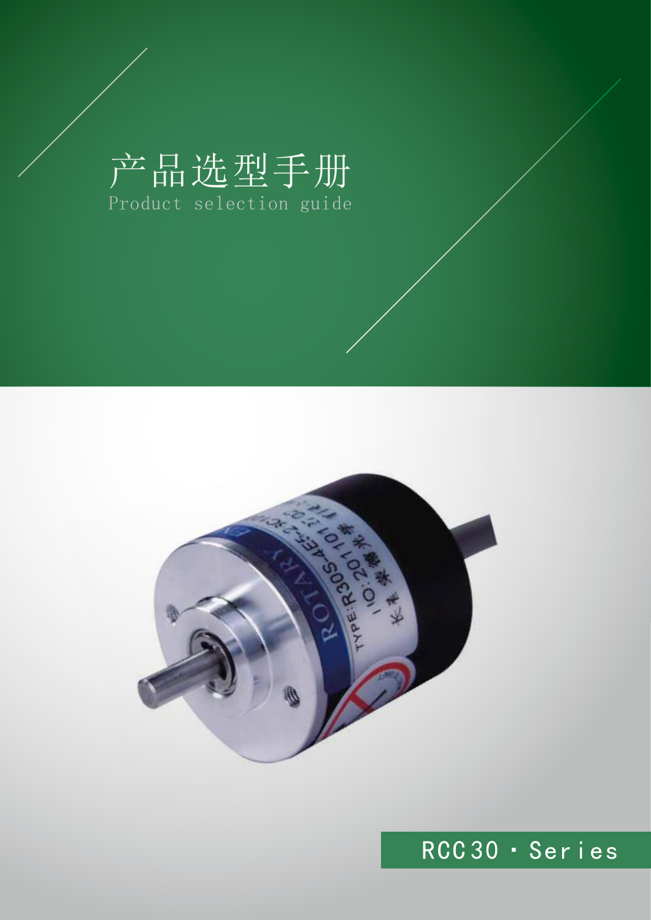# 产品选型手册

Product selection guide

RCC30・Series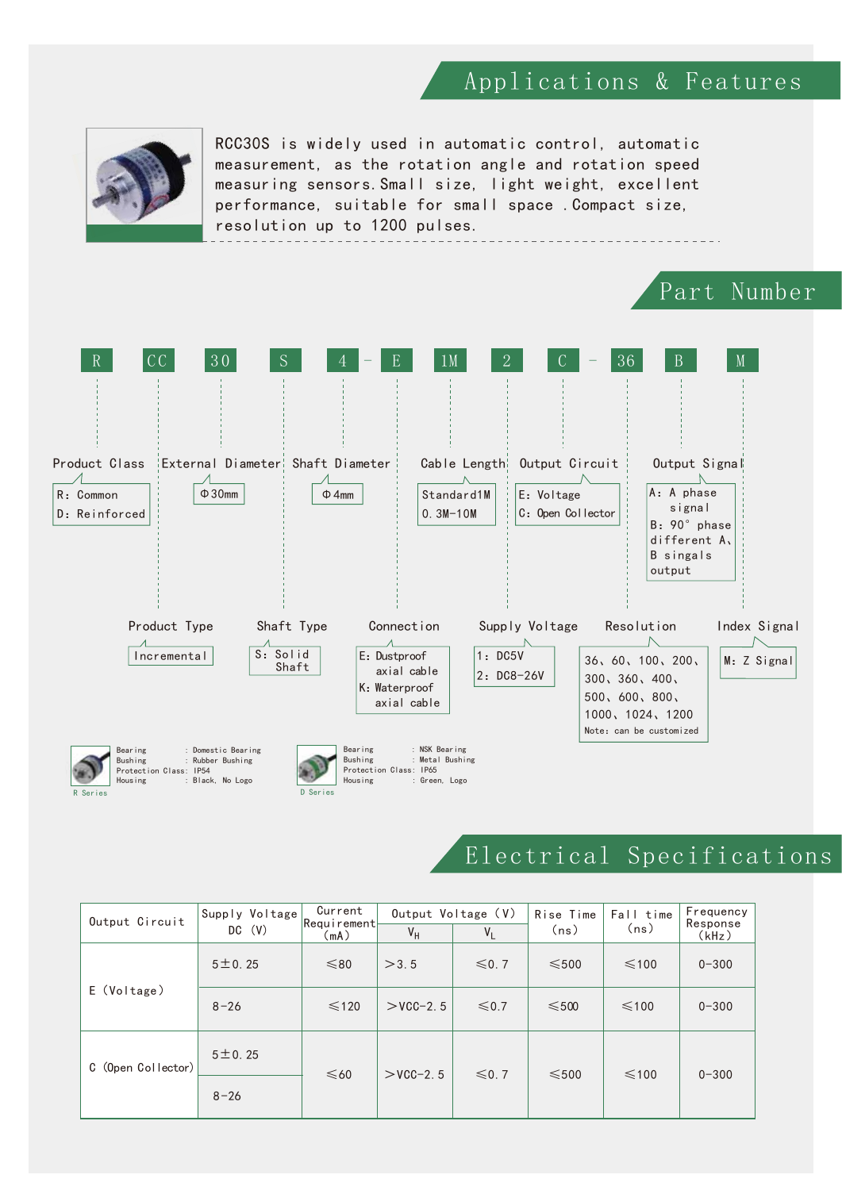## Applications & Features

RCC30S is widely used in automatic control, automatic measurement, as the rotation angle and rotation speed measuring sensors. Small size, light weight, excellent performance, suitable for small space. Compact size, resolution up to 1200 pulses.

## Part Number

R CC 30 S 4 - E 1M 2 C - 36 B M

**Product Class**
- R: Common
- D: Reinforced

**Product Type**
- Incremental

**External Diameter**
- Φ30mm

**Shaft Type**
- S: Solid Shaft

**Shaft Diameter**
- Φ4mm

**Connection**
- E: Dustproof axial cable
- K: Waterproof axial cable

**Cable Length**
- Standard 1M
- 0.3M-10M

**Supply Voltage**
- 1: DC5V
- 2: DC8-26V

**Output Circuit**
- E: Voltage
- C: Open Collector

**Resolution**
- 36、60、100、200、300、360、400、500、600、800、1000、1024、1200
- Note: can be customized

**Output Signal**
- A: A phase signal
- B: 90° phase different A、B singals output

**Index Signal**
- M: Z Signal

R Series
- Bearing: Domestic Bearing
- Bushing: Rubber Bushing
- Protection Class: IP54
- Housing: Black, No Logo

D Series
- Bearing: NSK Bearing
- Bushing: Metal Bushing
- Protection Class: IP65
- Housing: Green, Logo

## Electrical Specifications

| Output Circuit | Supply Voltage DC (V) | Current Requirement (mA) | Output Voltage (V) | | Rise Time (ns) | Fall time (ns) | Frequency Response (kHz) |
|---|---|---|---|---|---|---|---|
| | | | $V_H$ | $V_L$ | | | |
| E (Voltage) | 5±0.25 | ≤80 | >3.5 | ≤0.7 | ≤500 | ≤100 | 0-300 |
| | 8-26 | ≤120 | >VCC-2.5 | ≤0.7 | ≤500 | ≤100 | 0-300 |
| C (Open Collector) | 5±0.25 | ≤60 | >VCC-2.5 | ≤0.7 | ≤500 | ≤100 | 0-300 |
| | 8-26 | | | | | | |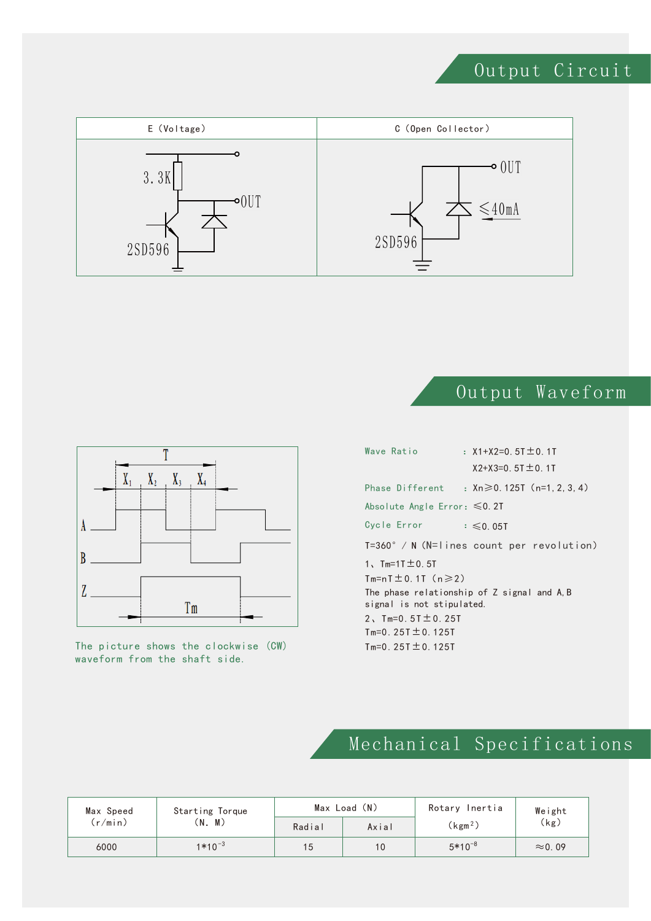## Output Circuit

| E (Voltage) | C (Open Collector) |
| --- | --- |
| 3.3K, OUT, 2SD596 | OUT, ≤40mA, 2SD596 |

## Output Waveform

The picture shows the clockwise (CW) waveform from the shaft side.

Wave Ratio : X1+X2=0.5T±0.1T

X2+X3=0.5T±0.1T

Phase Different : Xn≥0.125T (n=1,2,3,4)

Absolute Angle Error: ≤0.2T

Cycle Error : ≤0.05T

T=360° / N (N=lines count per revolution)

1、Tm=1T±0.5T

Tm=nT±0.1T (n≥2)

The phase relationship of Z signal and A,B signal is not stipulated.

2、Tm=0.5T±0.25T

Tm=0.25T±0.125T

Tm=0.25T±0.125T

## Mechanical Specifications

| Max Speed (r/min) | Starting Torque (N. M) | Max Load (N) | | Rotary Inertia (kgm$^2$) | Weight (kg) |
| --- | --- | --- | --- | --- | --- |
| | | Radial | Axial | | |
| 6000 | $1*10^{-3}$ | 15 | 10 | $5*10^{-8}$ | ≈0.09 |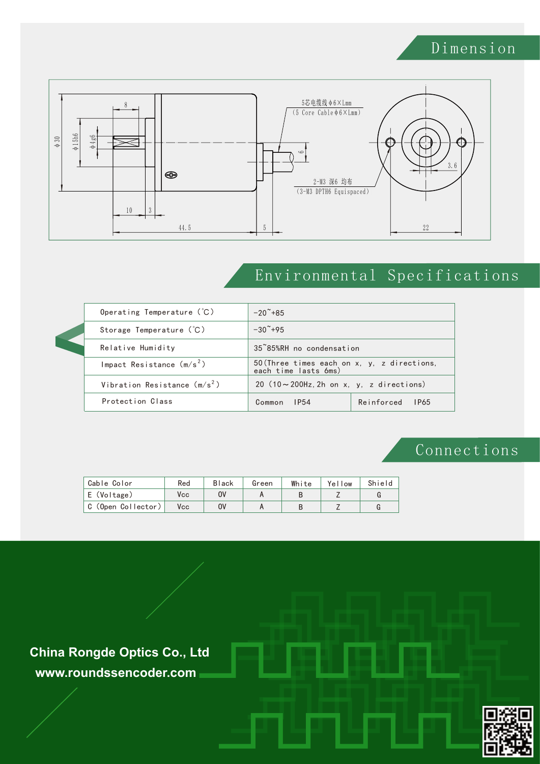## Dimension

5芯电缆线ϕ6×Lmm
（5 Core Cableϕ6×Lmm）

2-M3 深6 均布
（3-M3 DPTH6 Equispaced）

ϕ30
ϕ15h6
ϕ4g6
8
10
3
44.5
5
6
3.6
22

## Environmental Specifications

| | | |
|---|---|---|
| Operating Temperature（℃） | -20~+85 | |
| Storage Temperature（℃） | -30~+95 | |
| Relative Humidity | 35~85%RH no condensation | |
| Impact Resistance（$m/s^2$） | 50(Three times each on x, y, z directions, each time lasts 6ms) | |
| Vibration Resistance（$m/s^2$） | 20（10～200Hz,2h on x, y, z directions） | |
| Protection Class | Common IP54 | Reinforced IP65 |

## Connections

| Cable Color | Red | Black | Green | White | Yellow | Shield |
|---|---|---|---|---|---|---|
| E（Voltage） | Vcc | 0V | A | B | Z | G |
| C（Open Collector） | Vcc | 0V | A | B | Z | G |

**China Rongde Optics Co., Ltd**

**www.roundssencoder.com**